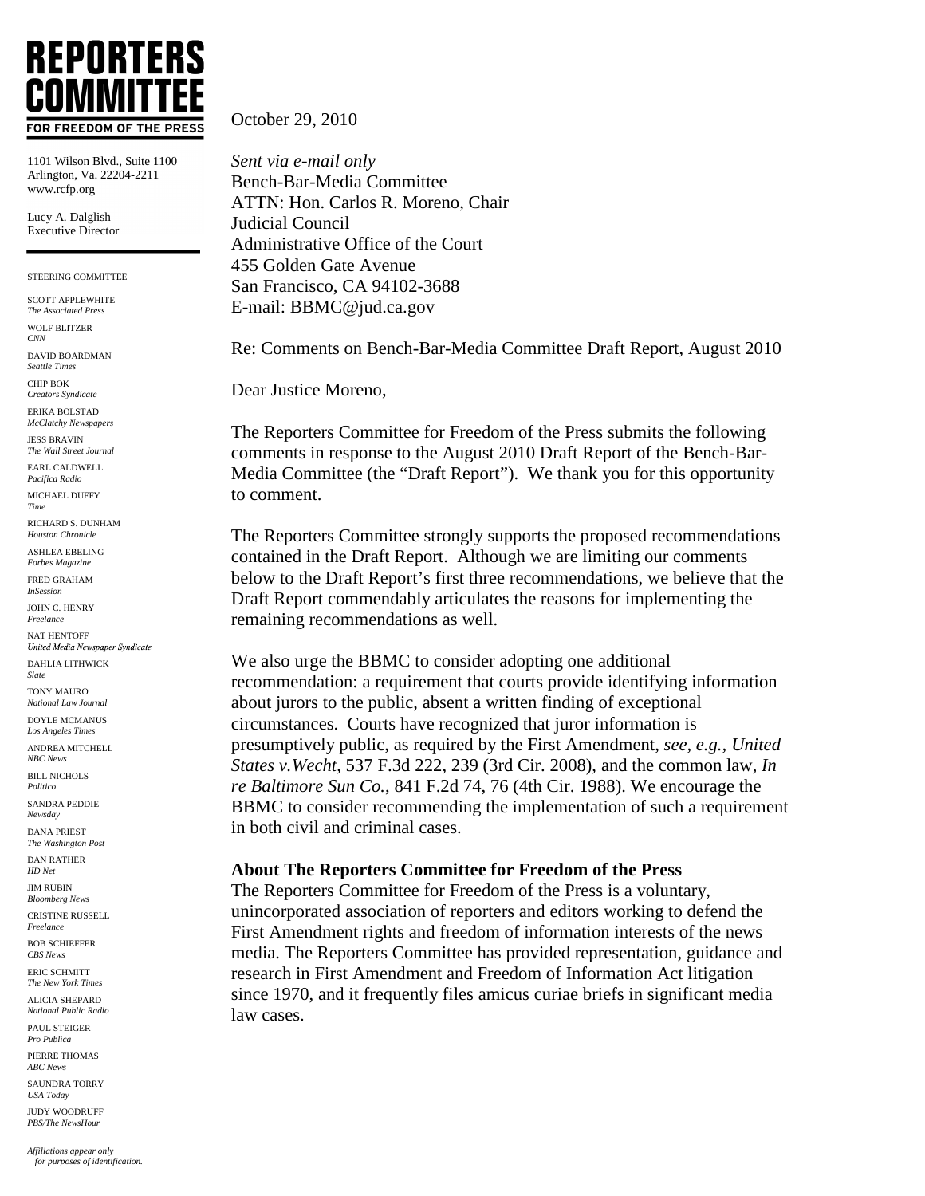# REPORTERS COMMITTEE FOR FREEDOM OF THE PRESS

1101 Wilson Blvd., Suite 1100
Arlington, Va. 22204-2211
www.rcfp.org

Lucy A. Dalglish
Executive Director

STEERING COMMITTEE

SCOTT APPLEWHITE
*The Associated Press*

WOLF BLITZER
*CNN*

DAVID BOARDMAN
*Seattle Times*

CHIP BOK
*Creators Syndicate*

ERIKA BOLSTAD
*McClatchy Newspapers*

JESS BRAVIN
*The Wall Street Journal*

EARL CALDWELL
*Pacifica Radio*

MICHAEL DUFFY
*Time*

RICHARD S. DUNHAM
*Houston Chronicle*

ASHLEA EBELING
*Forbes Magazine*

FRED GRAHAM
*InSession*

JOHN C. HENRY
*Freelance*

NAT HENTOFF
*United Media Newspaper Syndicate*

DAHLIA LITHWICK
*Slate*

TONY MAURO
*National Law Journal*

DOYLE MCMANUS
*Los Angeles Times*

ANDREA MITCHELL
*NBC News*

BILL NICHOLS
*Politico*

SANDRA PEDDIE
*Newsday*

DANA PRIEST
*The Washington Post*

DAN RATHER
*HD Net*

JIM RUBIN
*Bloomberg News*

CRISTINE RUSSELL
*Freelance*

BOB SCHIEFFER
*CBS News*

ERIC SCHMITT
*The New York Times*

ALICIA SHEPARD
*National Public Radio*

PAUL STEIGER
*Pro Publica*

PIERRE THOMAS
*ABC News*

SAUNDRA TORRY
*USA Today*

JUDY WOODRUFF
*PBS/The NewsHour*

*Affiliations appear only for purposes of identification.*

October 29, 2010

*Sent via e-mail only*
Bench-Bar-Media Committee
ATTN: Hon. Carlos R. Moreno, Chair
Judicial Council
Administrative Office of the Court
455 Golden Gate Avenue
San Francisco, CA 94102-3688
E-mail: BBMC@jud.ca.gov

Re: Comments on Bench-Bar-Media Committee Draft Report, August 2010

Dear Justice Moreno,

The Reporters Committee for Freedom of the Press submits the following comments in response to the August 2010 Draft Report of the Bench-Bar-Media Committee (the "Draft Report"). We thank you for this opportunity to comment.

The Reporters Committee strongly supports the proposed recommendations contained in the Draft Report. Although we are limiting our comments below to the Draft Report's first three recommendations, we believe that the Draft Report commendably articulates the reasons for implementing the remaining recommendations as well.

We also urge the BBMC to consider adopting one additional recommendation: a requirement that courts provide identifying information about jurors to the public, absent a written finding of exceptional circumstances. Courts have recognized that juror information is presumptively public, as required by the First Amendment, *see, e.g., United States v.Wecht*, 537 F.3d 222, 239 (3rd Cir. 2008), and the common law, *In re Baltimore Sun Co.*, 841 F.2d 74, 76 (4th Cir. 1988). We encourage the BBMC to consider recommending the implementation of such a requirement in both civil and criminal cases.

**About The Reporters Committee for Freedom of the Press**

The Reporters Committee for Freedom of the Press is a voluntary, unincorporated association of reporters and editors working to defend the First Amendment rights and freedom of information interests of the news media. The Reporters Committee has provided representation, guidance and research in First Amendment and Freedom of Information Act litigation since 1970, and it frequently files amicus curiae briefs in significant media law cases.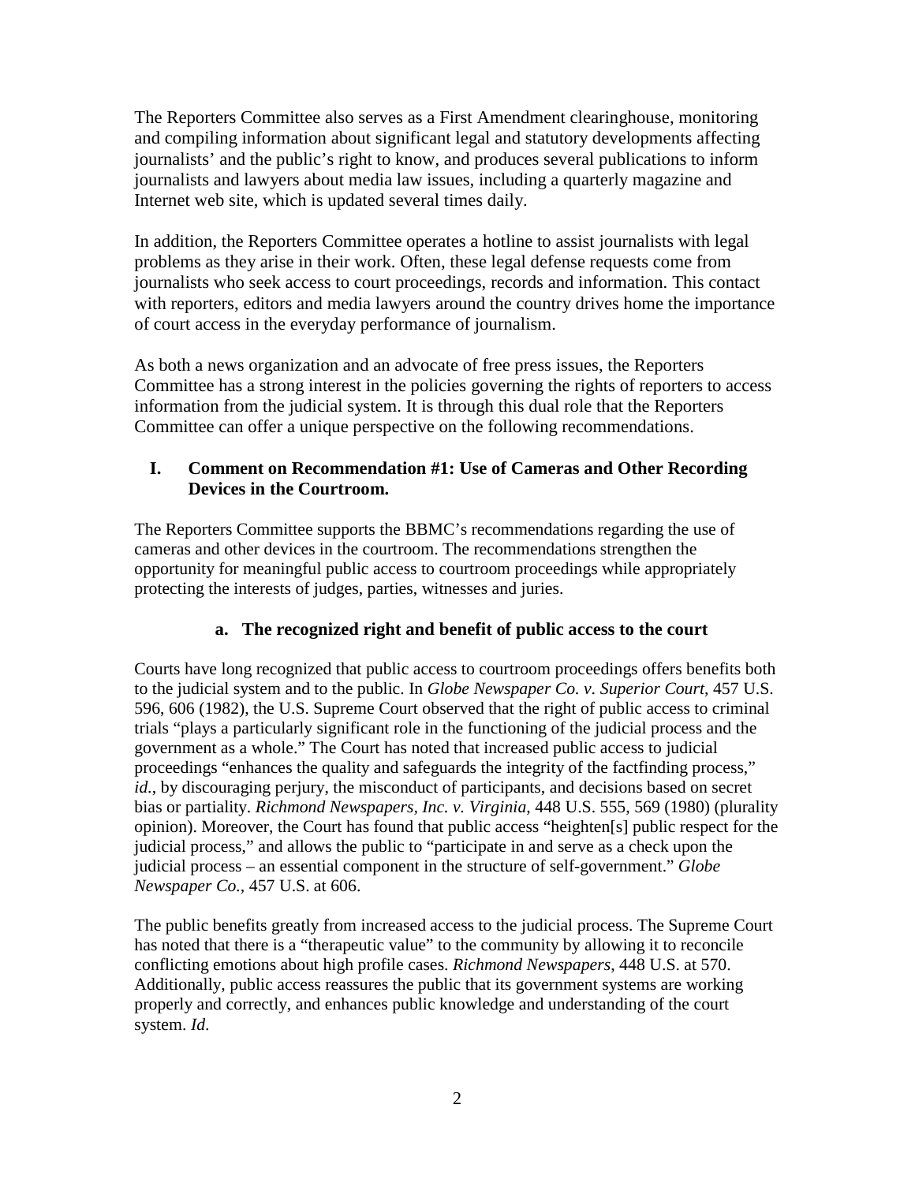The Reporters Committee also serves as a First Amendment clearinghouse, monitoring and compiling information about significant legal and statutory developments affecting journalists' and the public's right to know, and produces several publications to inform journalists and lawyers about media law issues, including a quarterly magazine and Internet web site, which is updated several times daily.

In addition, the Reporters Committee operates a hotline to assist journalists with legal problems as they arise in their work. Often, these legal defense requests come from journalists who seek access to court proceedings, records and information. This contact with reporters, editors and media lawyers around the country drives home the importance of court access in the everyday performance of journalism.

As both a news organization and an advocate of free press issues, the Reporters Committee has a strong interest in the policies governing the rights of reporters to access information from the judicial system. It is through this dual role that the Reporters Committee can offer a unique perspective on the following recommendations.

## I. Comment on Recommendation #1: Use of Cameras and Other Recording Devices in the Courtroom.

The Reporters Committee supports the BBMC's recommendations regarding the use of cameras and other devices in the courtroom. The recommendations strengthen the opportunity for meaningful public access to courtroom proceedings while appropriately protecting the interests of judges, parties, witnesses and juries.

### a. The recognized right and benefit of public access to the court

Courts have long recognized that public access to courtroom proceedings offers benefits both to the judicial system and to the public. In *Globe Newspaper Co. v. Superior Court*, 457 U.S. 596, 606 (1982), the U.S. Supreme Court observed that the right of public access to criminal trials "plays a particularly significant role in the functioning of the judicial process and the government as a whole." The Court has noted that increased public access to judicial proceedings "enhances the quality and safeguards the integrity of the factfinding process," *id.*, by discouraging perjury, the misconduct of participants, and decisions based on secret bias or partiality. *Richmond Newspapers, Inc. v. Virginia*, 448 U.S. 555, 569 (1980) (plurality opinion). Moreover, the Court has found that public access "heighten[s] public respect for the judicial process," and allows the public to "participate in and serve as a check upon the judicial process – an essential component in the structure of self-government." *Globe Newspaper Co.*, 457 U.S. at 606.

The public benefits greatly from increased access to the judicial process. The Supreme Court has noted that there is a "therapeutic value" to the community by allowing it to reconcile conflicting emotions about high profile cases. *Richmond Newspapers*, 448 U.S. at 570. Additionally, public access reassures the public that its government systems are working properly and correctly, and enhances public knowledge and understanding of the court system. *Id.*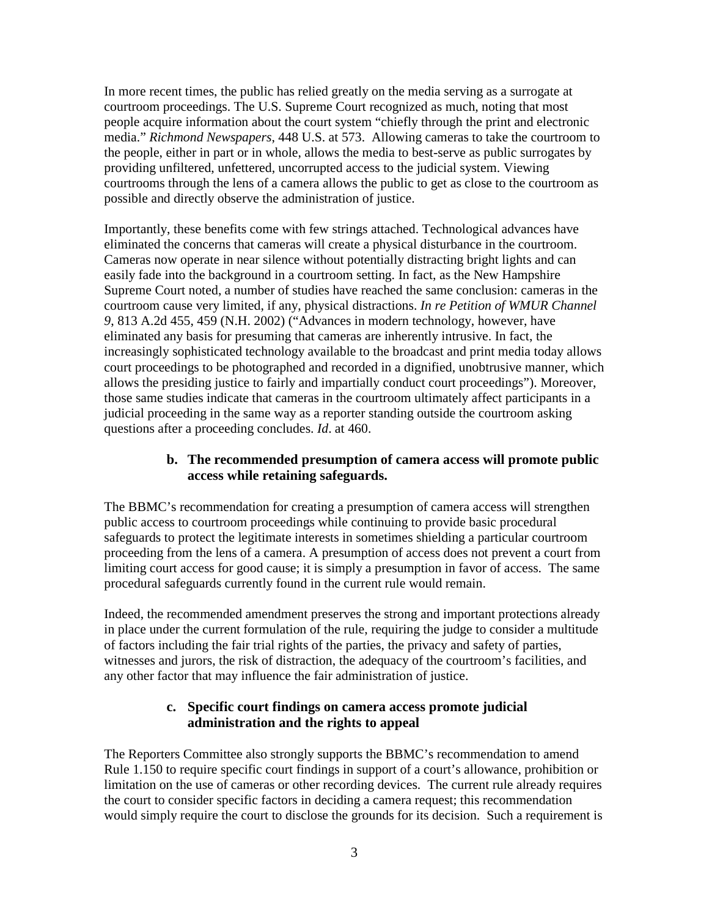In more recent times, the public has relied greatly on the media serving as a surrogate at courtroom proceedings. The U.S. Supreme Court recognized as much, noting that most people acquire information about the court system "chiefly through the print and electronic media." *Richmond Newspapers*, 448 U.S. at 573. Allowing cameras to take the courtroom to the people, either in part or in whole, allows the media to best-serve as public surrogates by providing unfiltered, unfettered, uncorrupted access to the judicial system. Viewing courtrooms through the lens of a camera allows the public to get as close to the courtroom as possible and directly observe the administration of justice.

Importantly, these benefits come with few strings attached. Technological advances have eliminated the concerns that cameras will create a physical disturbance in the courtroom. Cameras now operate in near silence without potentially distracting bright lights and can easily fade into the background in a courtroom setting. In fact, as the New Hampshire Supreme Court noted, a number of studies have reached the same conclusion: cameras in the courtroom cause very limited, if any, physical distractions. *In re Petition of WMUR Channel 9*, 813 A.2d 455, 459 (N.H. 2002) ("Advances in modern technology, however, have eliminated any basis for presuming that cameras are inherently intrusive. In fact, the increasingly sophisticated technology available to the broadcast and print media today allows court proceedings to be photographed and recorded in a dignified, unobtrusive manner, which allows the presiding justice to fairly and impartially conduct court proceedings"). Moreover, those same studies indicate that cameras in the courtroom ultimately affect participants in a judicial proceeding in the same way as a reporter standing outside the courtroom asking questions after a proceeding concludes. *Id*. at 460.

**b. The recommended presumption of camera access will promote public access while retaining safeguards.**

The BBMC's recommendation for creating a presumption of camera access will strengthen public access to courtroom proceedings while continuing to provide basic procedural safeguards to protect the legitimate interests in sometimes shielding a particular courtroom proceeding from the lens of a camera. A presumption of access does not prevent a court from limiting court access for good cause; it is simply a presumption in favor of access. The same procedural safeguards currently found in the current rule would remain.

Indeed, the recommended amendment preserves the strong and important protections already in place under the current formulation of the rule, requiring the judge to consider a multitude of factors including the fair trial rights of the parties, the privacy and safety of parties, witnesses and jurors, the risk of distraction, the adequacy of the courtroom's facilities, and any other factor that may influence the fair administration of justice.

**c. Specific court findings on camera access promote judicial administration and the rights to appeal**

The Reporters Committee also strongly supports the BBMC's recommendation to amend Rule 1.150 to require specific court findings in support of a court's allowance, prohibition or limitation on the use of cameras or other recording devices. The current rule already requires the court to consider specific factors in deciding a camera request; this recommendation would simply require the court to disclose the grounds for its decision. Such a requirement is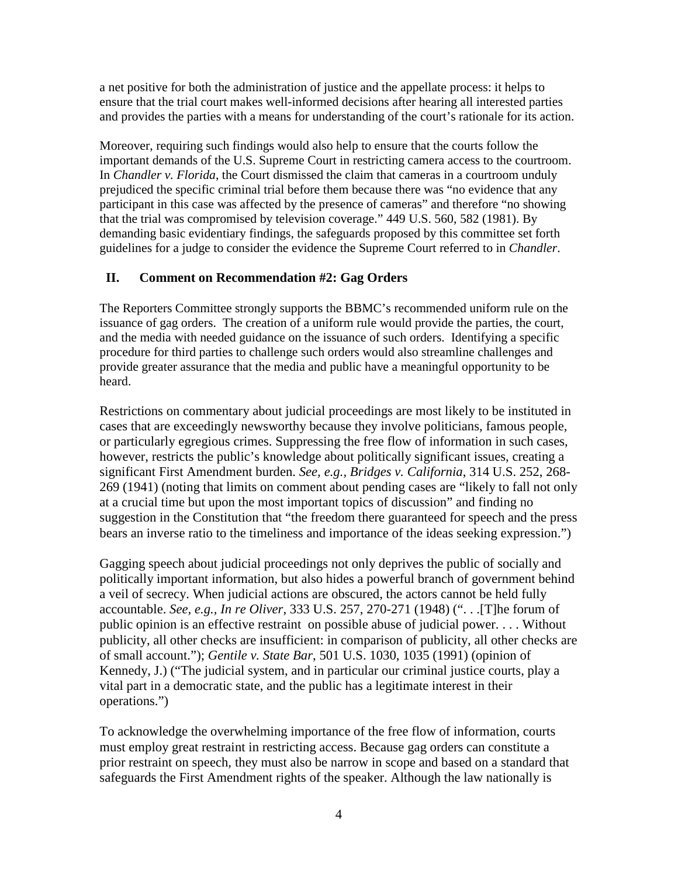a net positive for both the administration of justice and the appellate process: it helps to ensure that the trial court makes well-informed decisions after hearing all interested parties and provides the parties with a means for understanding of the court's rationale for its action.

Moreover, requiring such findings would also help to ensure that the courts follow the important demands of the U.S. Supreme Court in restricting camera access to the courtroom. In *Chandler v. Florida*, the Court dismissed the claim that cameras in a courtroom unduly prejudiced the specific criminal trial before them because there was "no evidence that any participant in this case was affected by the presence of cameras" and therefore "no showing that the trial was compromised by television coverage." 449 U.S. 560, 582 (1981). By demanding basic evidentiary findings, the safeguards proposed by this committee set forth guidelines for a judge to consider the evidence the Supreme Court referred to in *Chandler*.

## II. Comment on Recommendation #2: Gag Orders

The Reporters Committee strongly supports the BBMC's recommended uniform rule on the issuance of gag orders. The creation of a uniform rule would provide the parties, the court, and the media with needed guidance on the issuance of such orders. Identifying a specific procedure for third parties to challenge such orders would also streamline challenges and provide greater assurance that the media and public have a meaningful opportunity to be heard.

Restrictions on commentary about judicial proceedings are most likely to be instituted in cases that are exceedingly newsworthy because they involve politicians, famous people, or particularly egregious crimes. Suppressing the free flow of information in such cases, however, restricts the public's knowledge about politically significant issues, creating a significant First Amendment burden. *See, e.g., Bridges v. California*, 314 U.S. 252, 268-269 (1941) (noting that limits on comment about pending cases are "likely to fall not only at a crucial time but upon the most important topics of discussion" and finding no suggestion in the Constitution that "the freedom there guaranteed for speech and the press bears an inverse ratio to the timeliness and importance of the ideas seeking expression.")

Gagging speech about judicial proceedings not only deprives the public of socially and politically important information, but also hides a powerful branch of government behind a veil of secrecy. When judicial actions are obscured, the actors cannot be held fully accountable. *See, e.g., In re Oliver*, 333 U.S. 257, 270-271 (1948) (". . .[T]he forum of public opinion is an effective restraint on possible abuse of judicial power. . . . Without publicity, all other checks are insufficient: in comparison of publicity, all other checks are of small account."); *Gentile v. State Bar*, 501 U.S. 1030, 1035 (1991) (opinion of Kennedy, J.) ("The judicial system, and in particular our criminal justice courts, play a vital part in a democratic state, and the public has a legitimate interest in their operations.")

To acknowledge the overwhelming importance of the free flow of information, courts must employ great restraint in restricting access. Because gag orders can constitute a prior restraint on speech, they must also be narrow in scope and based on a standard that safeguards the First Amendment rights of the speaker. Although the law nationally is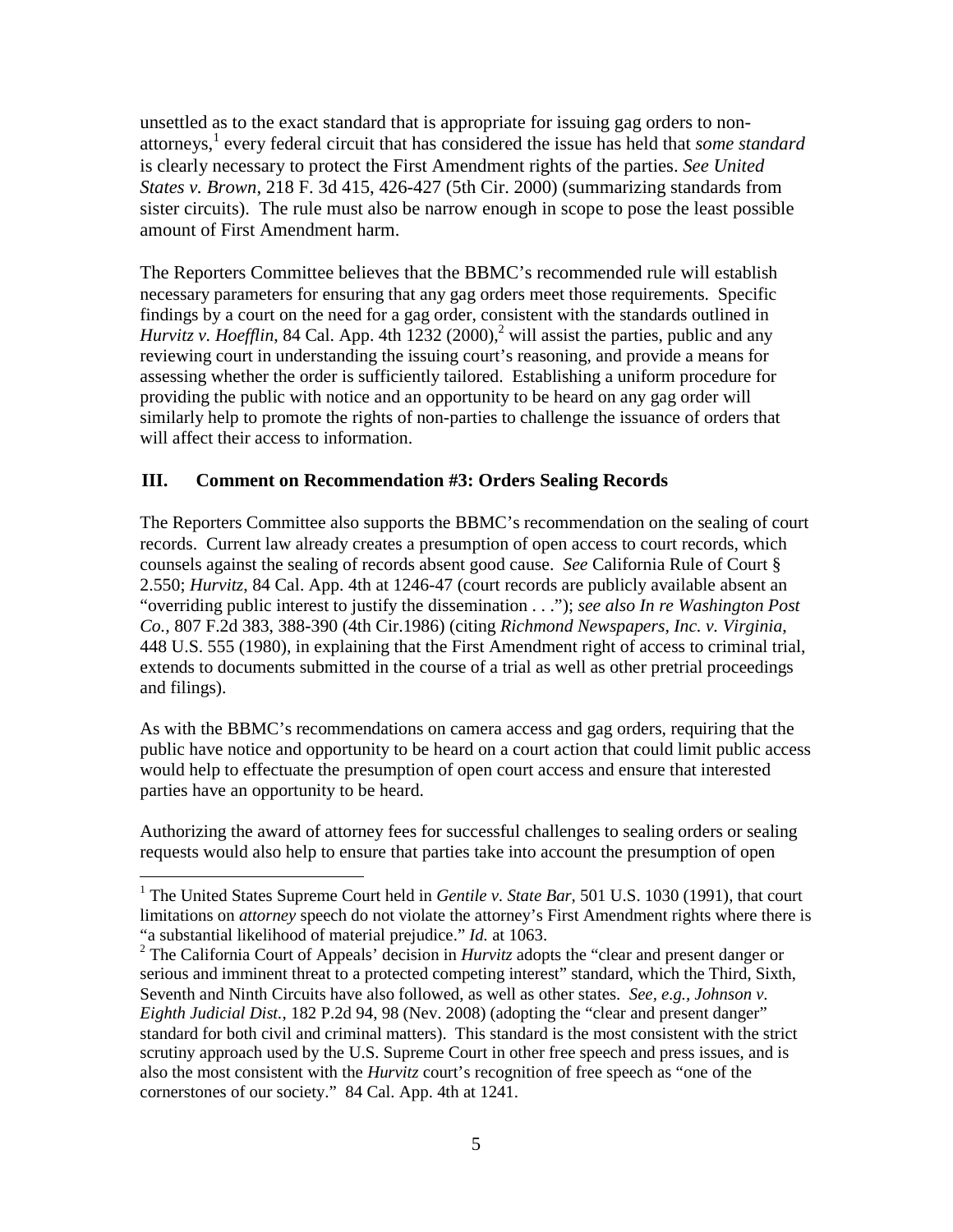unsettled as to the exact standard that is appropriate for issuing gag orders to non-attorneys,[1] every federal circuit that has considered the issue has held that *some standard* is clearly necessary to protect the First Amendment rights of the parties. *See United States v. Brown*, 218 F. 3d 415, 426-427 (5th Cir. 2000) (summarizing standards from sister circuits). The rule must also be narrow enough in scope to pose the least possible amount of First Amendment harm.

The Reporters Committee believes that the BBMC's recommended rule will establish necessary parameters for ensuring that any gag orders meet those requirements. Specific findings by a court on the need for a gag order, consistent with the standards outlined in *Hurvitz v. Hoefflin*, 84 Cal. App. 4th 1232 (2000),[2] will assist the parties, public and any reviewing court in understanding the issuing court's reasoning, and provide a means for assessing whether the order is sufficiently tailored. Establishing a uniform procedure for providing the public with notice and an opportunity to be heard on any gag order will similarly help to promote the rights of non-parties to challenge the issuance of orders that will affect their access to information.

## III. Comment on Recommendation #3: Orders Sealing Records

The Reporters Committee also supports the BBMC's recommendation on the sealing of court records. Current law already creates a presumption of open access to court records, which counsels against the sealing of records absent good cause. *See* California Rule of Court § 2.550; *Hurvitz*, 84 Cal. App. 4th at 1246-47 (court records are publicly available absent an "overriding public interest to justify the dissemination . . ."); *see also In re Washington Post Co.*, 807 F.2d 383, 388-390 (4th Cir.1986) (citing *Richmond Newspapers, Inc. v. Virginia*, 448 U.S. 555 (1980), in explaining that the First Amendment right of access to criminal trial, extends to documents submitted in the course of a trial as well as other pretrial proceedings and filings).

As with the BBMC's recommendations on camera access and gag orders, requiring that the public have notice and opportunity to be heard on a court action that could limit public access would help to effectuate the presumption of open court access and ensure that interested parties have an opportunity to be heard.

Authorizing the award of attorney fees for successful challenges to sealing orders or sealing requests would also help to ensure that parties take into account the presumption of open

---

[1] The United States Supreme Court held in *Gentile v. State Bar*, 501 U.S. 1030 (1991), that court limitations on *attorney* speech do not violate the attorney's First Amendment rights where there is "a substantial likelihood of material prejudice." *Id.* at 1063.

[2] The California Court of Appeals' decision in *Hurvitz* adopts the "clear and present danger or serious and imminent threat to a protected competing interest" standard, which the Third, Sixth, Seventh and Ninth Circuits have also followed, as well as other states. *See, e.g., Johnson v. Eighth Judicial Dist.*, 182 P.2d 94, 98 (Nev. 2008) (adopting the "clear and present danger" standard for both civil and criminal matters). This standard is the most consistent with the strict scrutiny approach used by the U.S. Supreme Court in other free speech and press issues, and is also the most consistent with the *Hurvitz* court's recognition of free speech as "one of the cornerstones of our society." 84 Cal. App. 4th at 1241.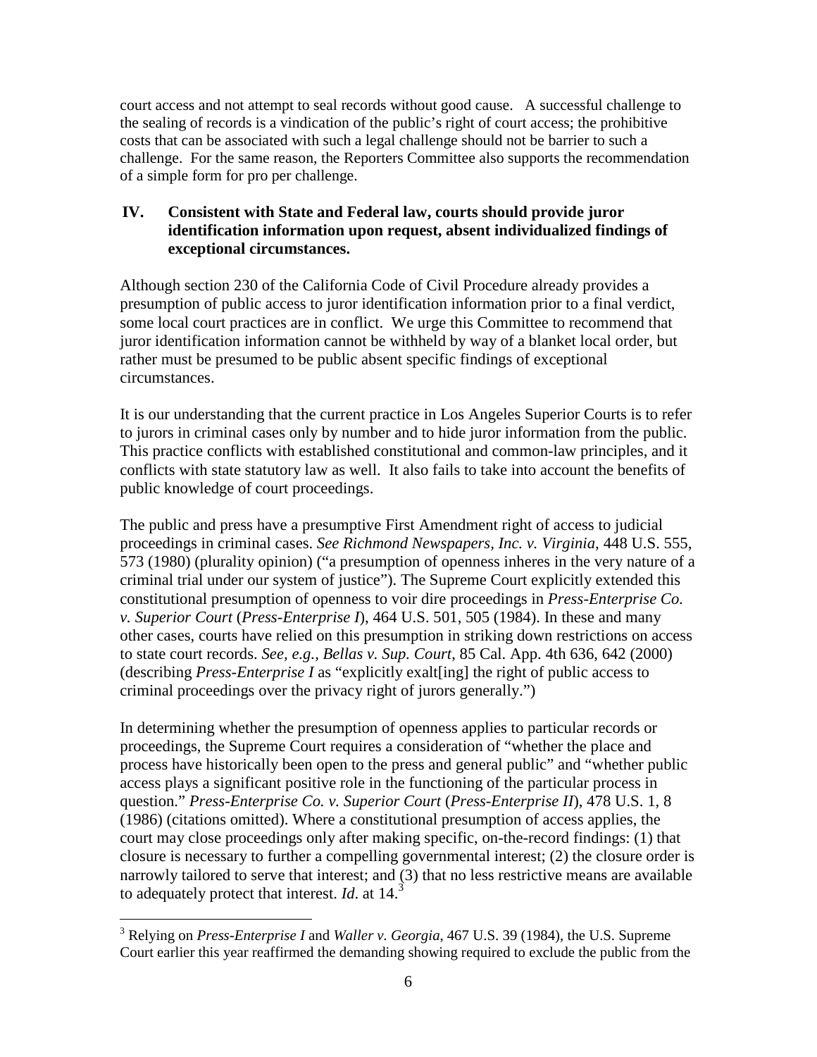court access and not attempt to seal records without good cause. A successful challenge to the sealing of records is a vindication of the public's right of court access; the prohibitive costs that can be associated with such a legal challenge should not be barrier to such a challenge. For the same reason, the Reporters Committee also supports the recommendation of a simple form for pro per challenge.

## IV. Consistent with State and Federal law, courts should provide juror identification information upon request, absent individualized findings of exceptional circumstances.

Although section 230 of the California Code of Civil Procedure already provides a presumption of public access to juror identification information prior to a final verdict, some local court practices are in conflict. We urge this Committee to recommend that juror identification information cannot be withheld by way of a blanket local order, but rather must be presumed to be public absent specific findings of exceptional circumstances.

It is our understanding that the current practice in Los Angeles Superior Courts is to refer to jurors in criminal cases only by number and to hide juror information from the public. This practice conflicts with established constitutional and common-law principles, and it conflicts with state statutory law as well. It also fails to take into account the benefits of public knowledge of court proceedings.

The public and press have a presumptive First Amendment right of access to judicial proceedings in criminal cases. *See Richmond Newspapers, Inc. v. Virginia*, 448 U.S. 555, 573 (1980) (plurality opinion) ("a presumption of openness inheres in the very nature of a criminal trial under our system of justice"). The Supreme Court explicitly extended this constitutional presumption of openness to voir dire proceedings in *Press-Enterprise Co. v. Superior Court* (*Press-Enterprise I*), 464 U.S. 501, 505 (1984). In these and many other cases, courts have relied on this presumption in striking down restrictions on access to state court records. *See, e.g., Bellas v. Sup. Court*, 85 Cal. App. 4th 636, 642 (2000) (describing *Press-Enterprise I* as "explicitly exalt[ing] the right of public access to criminal proceedings over the privacy right of jurors generally.")

In determining whether the presumption of openness applies to particular records or proceedings, the Supreme Court requires a consideration of "whether the place and process have historically been open to the press and general public" and "whether public access plays a significant positive role in the functioning of the particular process in question." *Press-Enterprise Co. v. Superior Court* (*Press-Enterprise II*), 478 U.S. 1, 8 (1986) (citations omitted). Where a constitutional presumption of access applies, the court may close proceedings only after making specific, on-the-record findings: (1) that closure is necessary to further a compelling governmental interest; (2) the closure order is narrowly tailored to serve that interest; and (3) that no less restrictive means are available to adequately protect that interest. *Id*. at 14.[3]

[3] Relying on *Press-Enterprise I* and *Waller v. Georgia*, 467 U.S. 39 (1984), the U.S. Supreme Court earlier this year reaffirmed the demanding showing required to exclude the public from the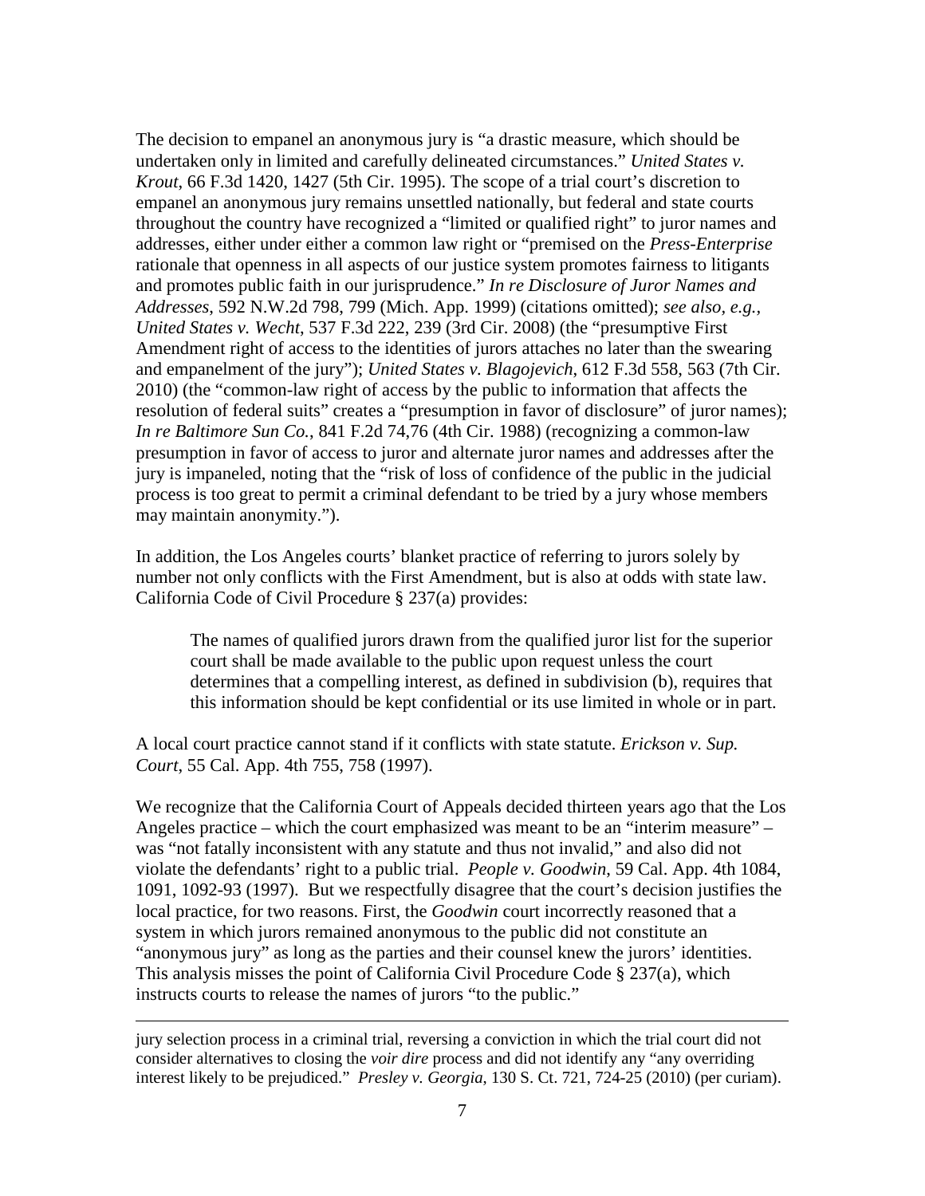The decision to empanel an anonymous jury is "a drastic measure, which should be undertaken only in limited and carefully delineated circumstances." *United States v. Krout*, 66 F.3d 1420, 1427 (5th Cir. 1995). The scope of a trial court's discretion to empanel an anonymous jury remains unsettled nationally, but federal and state courts throughout the country have recognized a "limited or qualified right" to juror names and addresses, either under either a common law right or "premised on the *Press-Enterprise* rationale that openness in all aspects of our justice system promotes fairness to litigants and promotes public faith in our jurisprudence." *In re Disclosure of Juror Names and Addresses*, 592 N.W.2d 798, 799 (Mich. App. 1999) (citations omitted); *see also, e.g., United States v. Wecht*, 537 F.3d 222, 239 (3rd Cir. 2008) (the "presumptive First Amendment right of access to the identities of jurors attaches no later than the swearing and empanelment of the jury"); *United States v. Blagojevich*, 612 F.3d 558, 563 (7th Cir. 2010) (the "common-law right of access by the public to information that affects the resolution of federal suits" creates a "presumption in favor of disclosure" of juror names); *In re Baltimore Sun Co.*, 841 F.2d 74,76 (4th Cir. 1988) (recognizing a common-law presumption in favor of access to juror and alternate juror names and addresses after the jury is impaneled, noting that the "risk of loss of confidence of the public in the judicial process is too great to permit a criminal defendant to be tried by a jury whose members may maintain anonymity.").

In addition, the Los Angeles courts' blanket practice of referring to jurors solely by number not only conflicts with the First Amendment, but is also at odds with state law. California Code of Civil Procedure § 237(a) provides:

> The names of qualified jurors drawn from the qualified juror list for the superior court shall be made available to the public upon request unless the court determines that a compelling interest, as defined in subdivision (b), requires that this information should be kept confidential or its use limited in whole or in part.

A local court practice cannot stand if it conflicts with state statute. *Erickson v. Sup. Court*, 55 Cal. App. 4th 755, 758 (1997).

We recognize that the California Court of Appeals decided thirteen years ago that the Los Angeles practice – which the court emphasized was meant to be an "interim measure" – was "not fatally inconsistent with any statute and thus not invalid," and also did not violate the defendants' right to a public trial. *People v. Goodwin*, 59 Cal. App. 4th 1084, 1091, 1092-93 (1997). But we respectfully disagree that the court's decision justifies the local practice, for two reasons. First, the *Goodwin* court incorrectly reasoned that a system in which jurors remained anonymous to the public did not constitute an "anonymous jury" as long as the parties and their counsel knew the jurors' identities. This analysis misses the point of California Civil Procedure Code § 237(a), which instructs courts to release the names of jurors "to the public."

---

jury selection process in a criminal trial, reversing a conviction in which the trial court did not consider alternatives to closing the *voir dire* process and did not identify any "any overriding interest likely to be prejudiced." *Presley v. Georgia*, 130 S. Ct. 721, 724-25 (2010) (per curiam).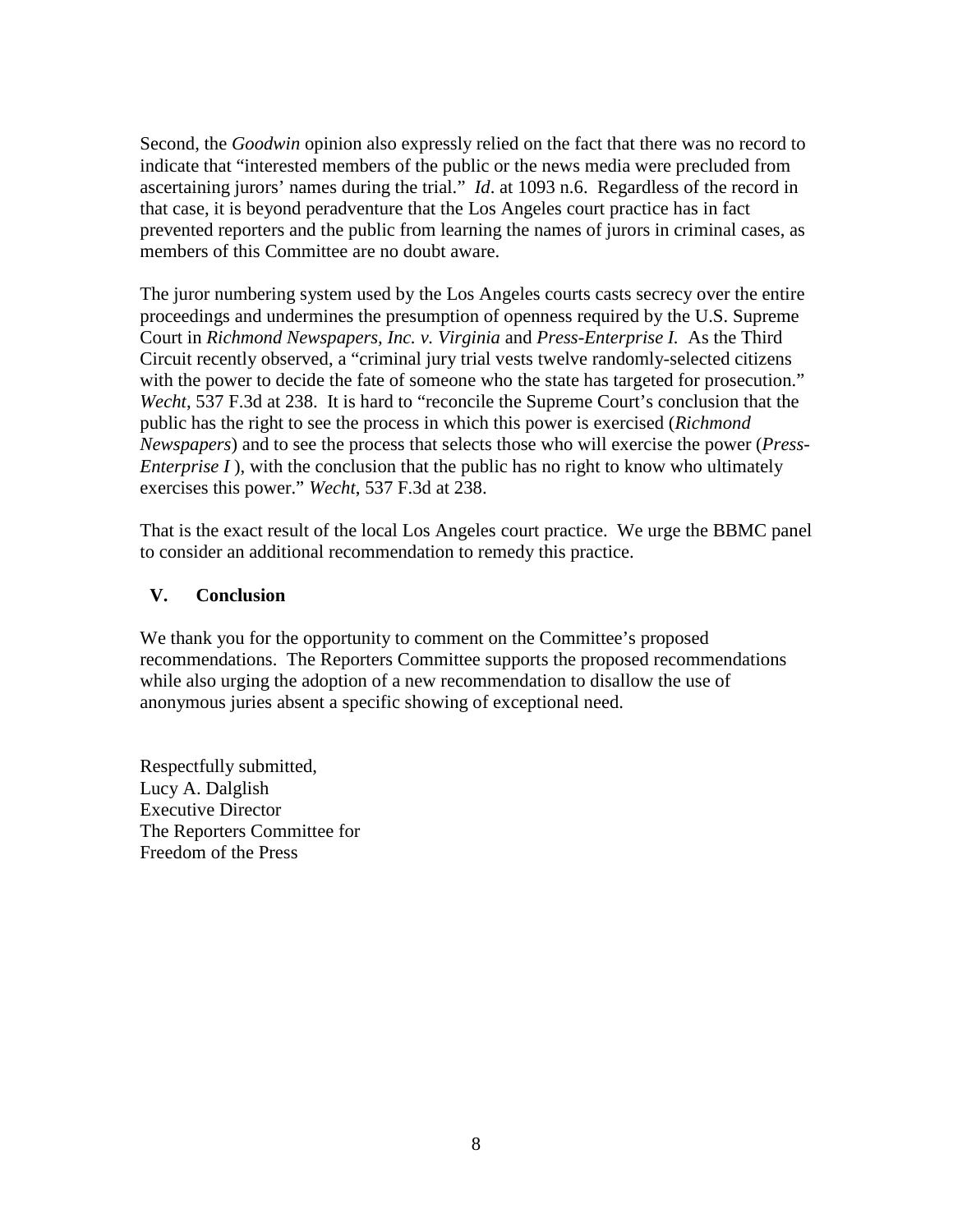Second, the *Goodwin* opinion also expressly relied on the fact that there was no record to indicate that "interested members of the public or the news media were precluded from ascertaining jurors' names during the trial." *Id*. at 1093 n.6. Regardless of the record in that case, it is beyond peradventure that the Los Angeles court practice has in fact prevented reporters and the public from learning the names of jurors in criminal cases, as members of this Committee are no doubt aware.

The juror numbering system used by the Los Angeles courts casts secrecy over the entire proceedings and undermines the presumption of openness required by the U.S. Supreme Court in *Richmond Newspapers, Inc. v. Virginia* and *Press-Enterprise I.* As the Third Circuit recently observed, a "criminal jury trial vests twelve randomly-selected citizens with the power to decide the fate of someone who the state has targeted for prosecution." *Wecht*, 537 F.3d at 238. It is hard to "reconcile the Supreme Court's conclusion that the public has the right to see the process in which this power is exercised (*Richmond Newspapers*) and to see the process that selects those who will exercise the power (*Press-Enterprise I* ), with the conclusion that the public has no right to know who ultimately exercises this power." *Wecht*, 537 F.3d at 238.

That is the exact result of the local Los Angeles court practice. We urge the BBMC panel to consider an additional recommendation to remedy this practice.

## V. Conclusion

We thank you for the opportunity to comment on the Committee's proposed recommendations. The Reporters Committee supports the proposed recommendations while also urging the adoption of a new recommendation to disallow the use of anonymous juries absent a specific showing of exceptional need.

Respectfully submitted,
Lucy A. Dalglish
Executive Director
The Reporters Committee for
Freedom of the Press